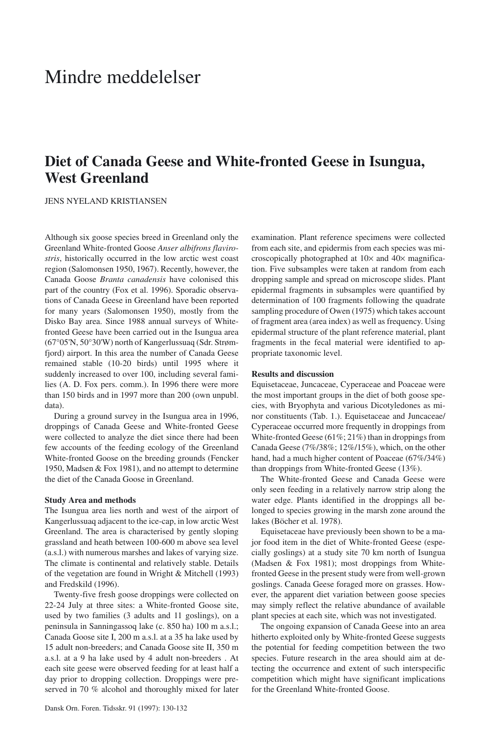# Mindre meddelelser

## Diet of Canada Geese and White-fronted Geese in Isungua, West Greenland

JENS NYELAND KRISTIANSEN

Although six goose species breed in Greenland only the Greenland White-fronted Goose *Anser albifrons flavirostris*, historically occurred in the low arctic west coast region (Salomonsen 1950, 1967). Recently, however, the Canada Goose *Branta canadensis* have colonised this part of the country (Fox et al. 1996). Sporadic observations of Canada Geese in Greenland have been reported for many years (Salomonsen 1950), mostly from the Disko Bay area. Since 1988 annual surveys of White-fronted Geese have been carried out in the Isungua area (67°05'N, 50°30'W) north of Kangerlussuaq (Sdr. Strømfjord) airport. In this area the number of Canada Geese remained stable (10-20 birds) until 1995 where it suddenly increased to over 100, including several families (A. D. Fox pers. comm.). In 1996 there were more than 150 birds and in 1997 more than 200 (own unpubl. data).

During a ground survey in the Isungua area in 1996, droppings of Canada Geese and White-fronted Geese were collected to analyze the diet since there had been few accounts of the feeding ecology of the Greenland White-fronted Goose on the breeding grounds (Fencker 1950, Madsen & Fox 1981), and no attempt to determine the diet of the Canada Goose in Greenland.

### Study Area and methods

The Isungua area lies north and west of the airport of Kangerlussuaq adjacent to the ice-cap, in low arctic West Greenland. The area is characterised by gently sloping grassland and heath between 100-600 m above sea level (a.s.l.) with numerous marshes and lakes of varying size. The climate is continental and relatively stable. Details of the vegetation are found in Wright & Mitchell (1993) and Fredskild (1996).

Twenty-five fresh goose droppings were collected on 22-24 July at three sites: a White-fronted Goose site, used by two families (3 adults and 11 goslings), on a peninsula in Sanningassoq lake (c. 850 ha) 100 m a.s.l.; Canada Goose site I, 200 m a.s.l. at a 35 ha lake used by 15 adult non-breeders; and Canada Goose site II, 350 m a.s.l. at a 9 ha lake used by 4 adult non-breeders . At each site geese were observed feeding for at least half a day prior to dropping collection. Droppings were preserved in 70 % alcohol and thoroughly mixed for later examination. Plant reference specimens were collected from each site, and epidermis from each species was microscopically photographed at 10× and 40× magnification. Five subsamples were taken at random from each dropping sample and spread on microscope slides. Plant epidermal fragments in subsamples were quantified by determination of 100 fragments following the quadrate sampling procedure of Owen (1975) which takes account of fragment area (area index) as well as frequency. Using epidermal structure of the plant reference material, plant fragments in the fecal material were identified to appropriate taxonomic level.

### Results and discussion

Equisetaceae, Juncaceae, Cyperaceae and Poaceae were the most important groups in the diet of both goose species, with Bryophyta and various Dicotyledones as minor constituents (Tab. 1.). Equisetaceae and Juncaceae/Cyperaceae occurred more frequently in droppings from White-fronted Geese (61%; 21%) than in droppings from Canada Geese (7%/38%; 12%/15%), which, on the other hand, had a much higher content of Poaceae (67%/34%) than droppings from White-fronted Geese (13%).

The White-fronted Geese and Canada Geese were only seen feeding in a relatively narrow strip along the water edge. Plants identified in the droppings all belonged to species growing in the marsh zone around the lakes (Böcher et al. 1978).

Equisetaceae have previously been shown to be a major food item in the diet of White-fronted Geese (especially goslings) at a study site 70 km north of Isungua (Madsen & Fox 1981); most droppings from White-fronted Geese in the present study were from well-grown goslings. Canada Geese foraged more on grasses. However, the apparent diet variation between goose species may simply reflect the relative abundance of available plant species at each site, which was not investigated.

The ongoing expansion of Canada Geese into an area hitherto exploited only by White-fronted Geese suggests the potential for feeding competition between the two species. Future research in the area should aim at detecting the occurrence and extent of such interspecific competition which might have significant implications for the Greenland White-fronted Goose.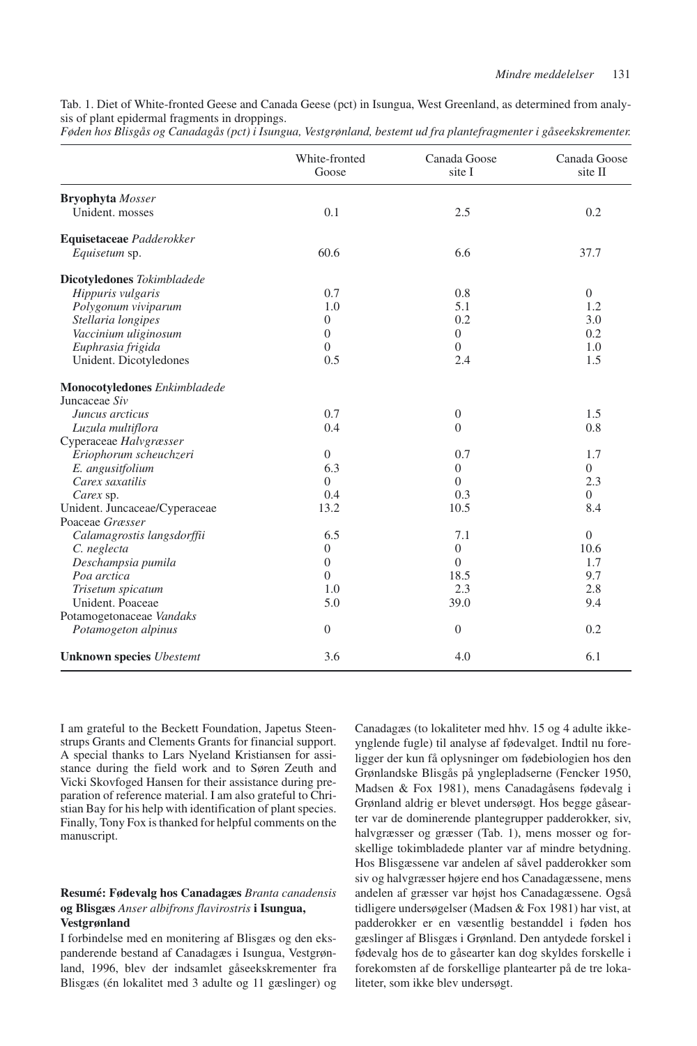Tab. 1. Diet of White-fronted Geese and Canada Geese (pct) in Isungua, West Greenland, as determined from analysis of plant epidermal fragments in droppings.
*Føden hos Blisgås og Canadagås (pct) i Isungua, Vestgrønland, bestemt ud fra plantefragmenter i gåseekskrementer.*

| | White-fronted Goose | Canada Goose site I | Canada Goose site II |
|---|---|---|---|
| **Bryophyta** *Mosser* | | | |
| Unident. mosses | 0.1 | 2.5 | 0.2 |
| **Equisetaceae** *Padderokker* | | | |
| *Equisetum* sp. | 60.6 | 6.6 | 37.7 |
| **Dicotyledones** *Tokimbladede* | | | |
| *Hippuris vulgaris* | 0.7 | 0.8 | 0 |
| *Polygonum viviparum* | 1.0 | 5.1 | 1.2 |
| *Stellaria longipes* | 0 | 0.2 | 3.0 |
| *Vaccinium uliginosum* | 0 | 0 | 0.2 |
| *Euphrasia frigida* | 0 | 0 | 1.0 |
| Unident. Dicotyledones | 0.5 | 2.4 | 1.5 |
| **Monocotyledones** *Enkimbladede* | | | |
| Juncaceae *Siv* | | | |
| *Juncus arcticus* | 0.7 | 0 | 1.5 |
| *Luzula multiflora* | 0.4 | 0 | 0.8 |
| Cyperaceae *Halvgræsser* | | | |
| *Eriophorum scheuchzeri* | 0 | 0.7 | 1.7 |
| *E. angustifolium* | 6.3 | 0 | 0 |
| *Carex saxatilis* | 0 | 0 | 2.3 |
| *Carex* sp. | 0.4 | 0.3 | 0 |
| Unident. Juncaceae/Cyperaceae | 13.2 | 10.5 | 8.4 |
| Poaceae *Græsser* | | | |
| *Calamagrostis langsdorffii* | 6.5 | 7.1 | 0 |
| *C. neglecta* | 0 | 0 | 10.6 |
| *Deschampsia pumila* | 0 | 0 | 1.7 |
| *Poa arctica* | 0 | 18.5 | 9.7 |
| *Trisetum spicatum* | 1.0 | 2.3 | 2.8 |
| Unident. Poaceae | 5.0 | 39.0 | 9.4 |
| Potamogetonaceae *Vandaks* | | | |
| *Potamogeton alpinus* | 0 | 0 | 0.2 |
| **Unknown species** *Ubestemt* | 3.6 | 4.0 | 6.1 |

I am grateful to the Beckett Foundation, Japetus Steenstrups Grants and Clements Grants for financial support. A special thanks to Lars Nyeland Kristiansen for assistance during the field work and to Søren Zeuth and Vicki Skovfoged Hansen for their assistance during preparation of reference material. I am also grateful to Christian Bay for his help with identification of plant species. Finally, Tony Fox is thanked for helpful comments on the manuscript.

### Resumé: Fødevalg hos Canadagæs *Branta canadensis* og Blisgæs *Anser albifrons flavirostris* i Isungua, Vestgrønland

I forbindelse med en monitering af Blisgæs og den ekspanderende bestand af Canadagæs i Isungua, Vestgrønland, 1996, blev der indsamlet gåseekskrementer fra Blisgæs (én lokalitet med 3 adulte og 11 gæslinger) og Canadagæs (to lokaliteter med hhv. 15 og 4 adulte ikke-ynglende fugle) til analyse af fødevalget. Indtil nu foreligger der kun få oplysninger om fødebiologien hos den Grønlandske Blisgås på ynglepladserne (Fencker 1950, Madsen & Fox 1981), mens Canadagåsens fødevalg i Grønland aldrig er blevet undersøgt. Hos begge gåsearter var de dominerende plantegrupper padderokker, siv, halvgræsser og græsser (Tab. 1), mens mosser og forskellige tokimbladede planter var af mindre betydning. Hos Blisgæssene var andelen af såvel padderokker som siv og halvgræsser højere end hos Canadagæssene, mens andelen af græsser var højst hos Canadagæssene. Også tidligere undersøgelser (Madsen & Fox 1981) har vist, at padderokker er en væsentlig bestanddel i føden hos gæslinger af Blisgæs i Grønland. Den antydede forskel i fødevalg hos de to gåsearter kan dog skyldes forskelle i forekomsten af de forskellige plantearter på de tre lokaliteter, som ikke blev undersøgt.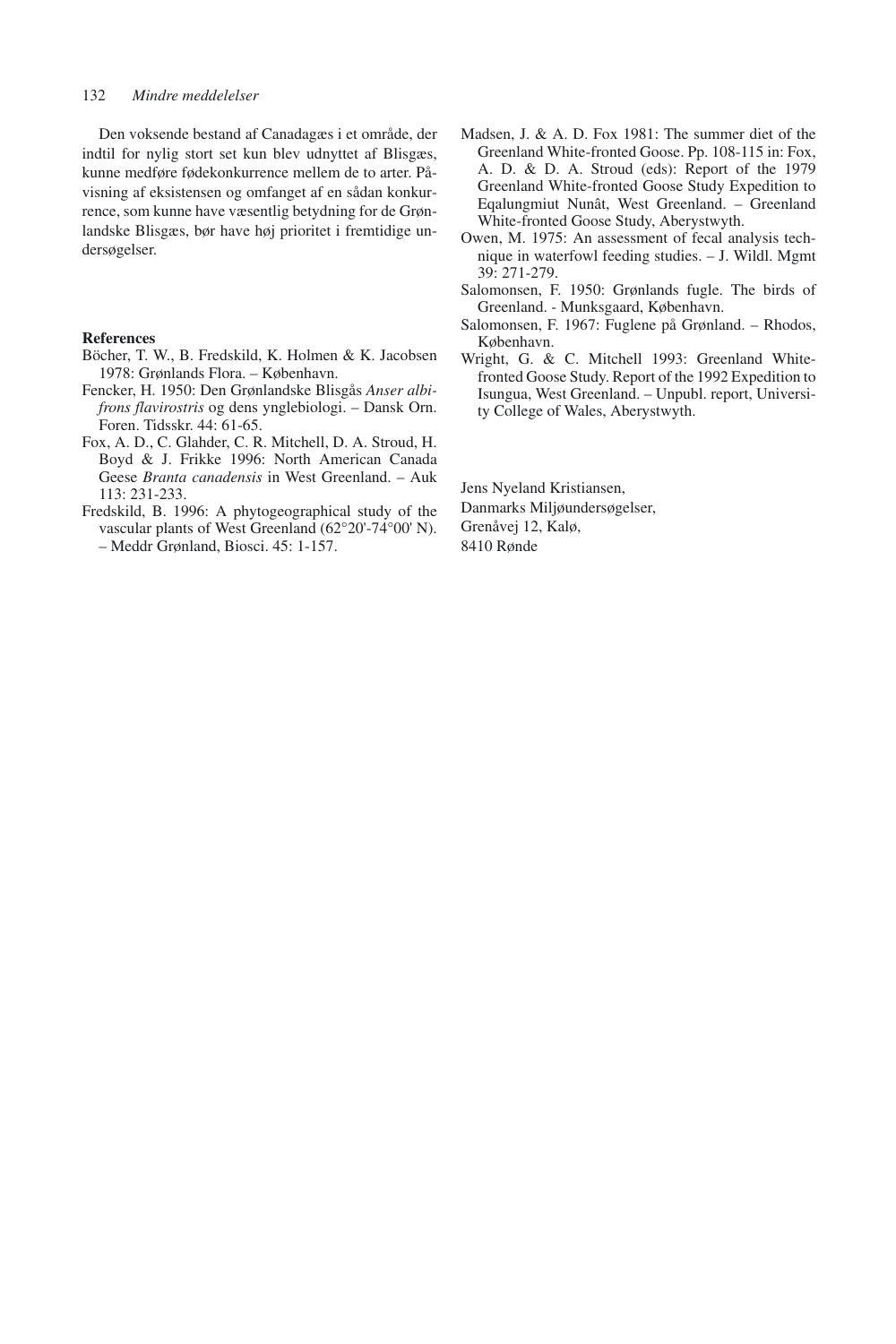Den voksende bestand af Canadagæs i et område, der indtil for nylig stort set kun blev udnyttet af Blisgæs, kunne medføre fødekonkurrence mellem de to arter. Påvisning af eksistensen og omfanget af en sådan konkurrence, som kunne have væsentlig betydning for de Grønlandske Blisgæs, bør have høj prioritet i fremtidige undersøgelser.

**References**

Böcher, T. W., B. Fredskild, K. Holmen & K. Jacobsen 1978: Grønlands Flora. – København.

Fencker, H. 1950: Den Grønlandske Blisgås *Anser albifrons flavirostris* og dens ynglebiologi. – Dansk Orn. Foren. Tidsskr. 44: 61-65.

Fox, A. D., C. Glahder, C. R. Mitchell, D. A. Stroud, H. Boyd & J. Frikke 1996: North American Canada Geese *Branta canadensis* in West Greenland. – Auk 113: 231-233.

Fredskild, B. 1996: A phytogeographical study of the vascular plants of West Greenland (62°20'-74°00' N). – Meddr Grønland, Biosci. 45: 1-157.

Madsen, J. & A. D. Fox 1981: The summer diet of the Greenland White-fronted Goose. Pp. 108-115 in: Fox, A. D. & D. A. Stroud (eds): Report of the 1979 Greenland White-fronted Goose Study Expedition to Eqalungmiut Nunât, West Greenland. – Greenland White-fronted Goose Study, Aberystwyth.

Owen, M. 1975: An assessment of fecal analysis technique in waterfowl feeding studies. – J. Wildl. Mgmt 39: 271-279.

Salomonsen, F. 1950: Grønlands fugle. The birds of Greenland. - Munksgaard, København.

Salomonsen, F. 1967: Fuglene på Grønland. – Rhodos, København.

Wright, G. & C. Mitchell 1993: Greenland White-fronted Goose Study. Report of the 1992 Expedition to Isungua, West Greenland. – Unpubl. report, University College of Wales, Aberystwyth.

Jens Nyeland Kristiansen,
Danmarks Miljøundersøgelser,
Grenåvej 12, Kalø,
8410 Rønde